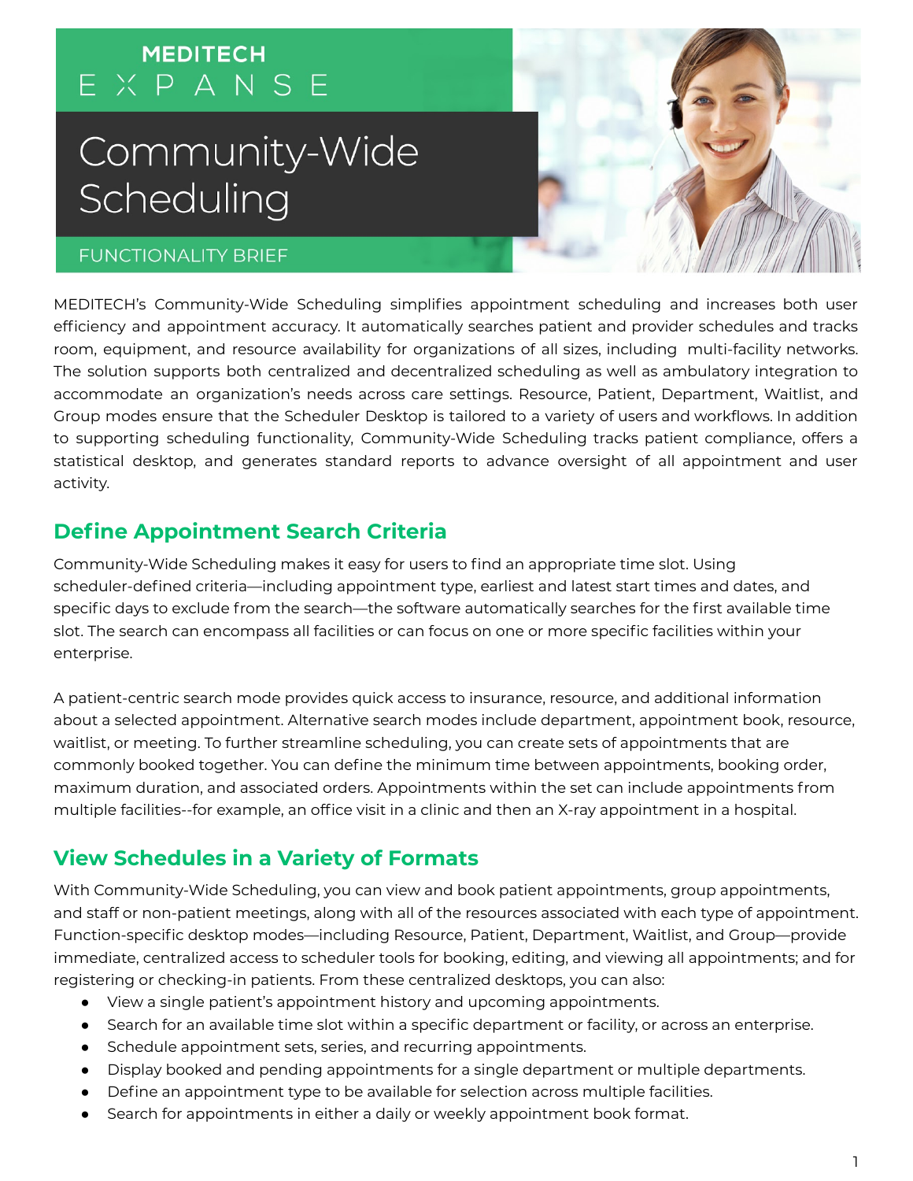MEDITECH

EXPANSE

# Community-Wide Scheduling

FUNCTIONALITY BRIEF

MEDITECH's Community-Wide Scheduling simplifies appointment scheduling and increases both user efficiency and appointment accuracy. It automatically searches patient and provider schedules and tracks room, equipment, and resource availability for organizations of all sizes, including multi-facility networks. The solution supports both centralized and decentralized scheduling as well as ambulatory integration to accommodate an organization's needs across care settings. Resource, Patient, Department, Waitlist, and Group modes ensure that the Scheduler Desktop is tailored to a variety of users and workflows. In addition to supporting scheduling functionality, Community-Wide Scheduling tracks patient compliance, offers a statistical desktop, and generates standard reports to advance oversight of all appointment and user activity.

## Define Appointment Search Criteria

Community-Wide Scheduling makes it easy for users to find an appropriate time slot. Using scheduler-defined criteria—including appointment type, earliest and latest start times and dates, and specific days to exclude from the search—the software automatically searches for the first available time slot. The search can encompass all facilities or can focus on one or more specific facilities within your enterprise.

A patient-centric search mode provides quick access to insurance, resource, and additional information about a selected appointment. Alternative search modes include department, appointment book, resource, waitlist, or meeting. To further streamline scheduling, you can create sets of appointments that are commonly booked together. You can define the minimum time between appointments, booking order, maximum duration, and associated orders. Appointments within the set can include appointments from multiple facilities--for example, an office visit in a clinic and then an X-ray appointment in a hospital.

## View Schedules in a Variety of Formats

With Community-Wide Scheduling, you can view and book patient appointments, group appointments, and staff or non-patient meetings, along with all of the resources associated with each type of appointment. Function-specific desktop modes—including Resource, Patient, Department, Waitlist, and Group—provide immediate, centralized access to scheduler tools for booking, editing, and viewing all appointments; and for registering or checking-in patients. From these centralized desktops, you can also:

- View a single patient's appointment history and upcoming appointments.
- Search for an available time slot within a specific department or facility, or across an enterprise.
- Schedule appointment sets, series, and recurring appointments.
- Display booked and pending appointments for a single department or multiple departments.
- Define an appointment type to be available for selection across multiple facilities.
- Search for appointments in either a daily or weekly appointment book format.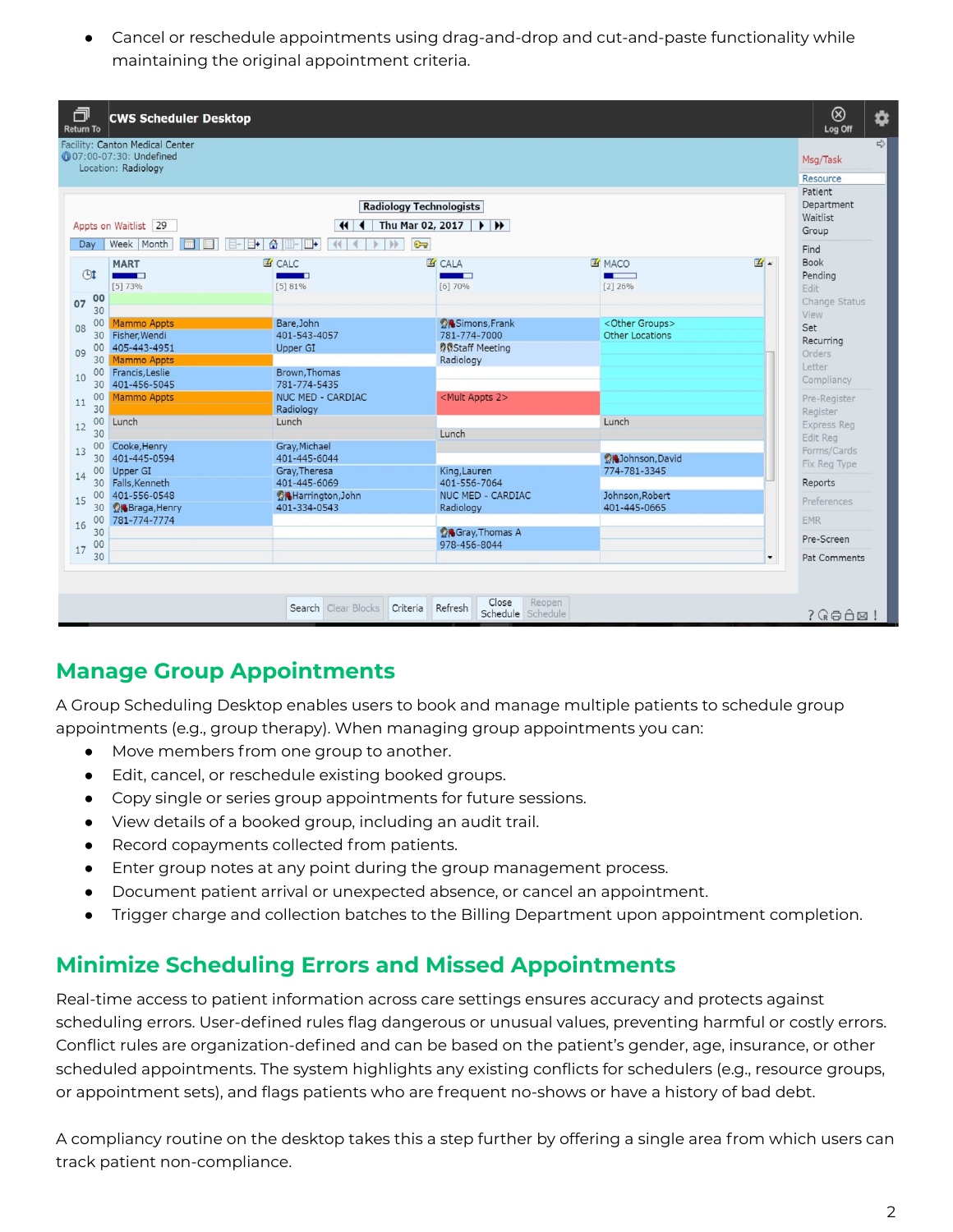- Cancel or reschedule appointments using drag-and-drop and cut-and-paste functionality while maintaining the original appointment criteria.

## Manage Group Appointments

A Group Scheduling Desktop enables users to book and manage multiple patients to schedule group appointments (e.g., group therapy). When managing group appointments you can:

- Move members from one group to another.
- Edit, cancel, or reschedule existing booked groups.
- Copy single or series group appointments for future sessions.
- View details of a booked group, including an audit trail.
- Record copayments collected from patients.
- Enter group notes at any point during the group management process.
- Document patient arrival or unexpected absence, or cancel an appointment.
- Trigger charge and collection batches to the Billing Department upon appointment completion.

## Minimize Scheduling Errors and Missed Appointments

Real-time access to patient information across care settings ensures accuracy and protects against scheduling errors. User-defined rules flag dangerous or unusual values, preventing harmful or costly errors. Conflict rules are organization-defined and can be based on the patient's gender, age, insurance, or other scheduled appointments. The system highlights any existing conflicts for schedulers (e.g., resource groups, or appointment sets), and flags patients who are frequent no-shows or have a history of bad debt.

A compliancy routine on the desktop takes this a step further by offering a single area from which users can track patient non-compliance.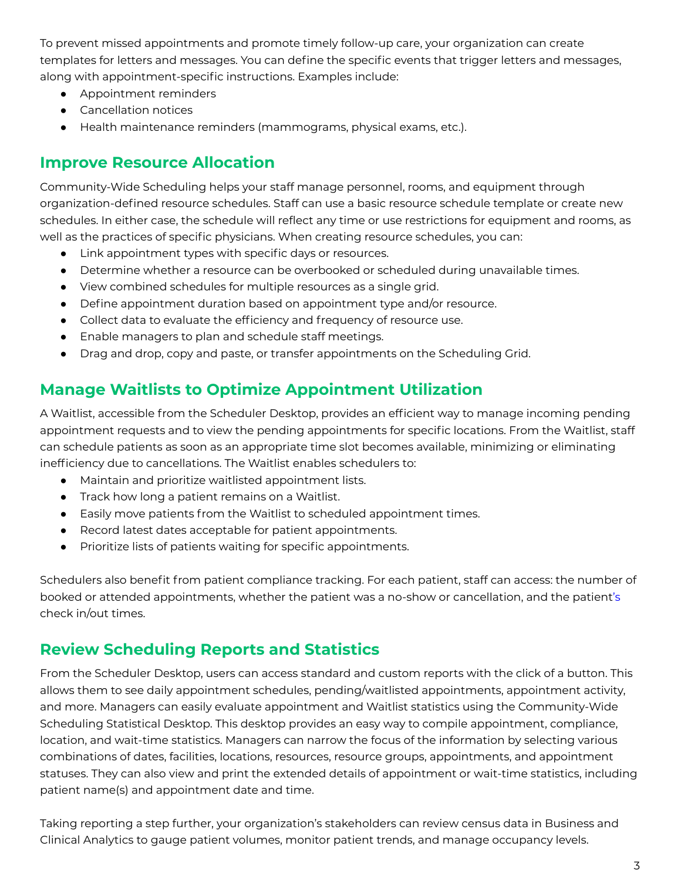To prevent missed appointments and promote timely follow-up care, your organization can create templates for letters and messages. You can define the specific events that trigger letters and messages, along with appointment-specific instructions. Examples include:

- Appointment reminders
- Cancellation notices
- Health maintenance reminders (mammograms, physical exams, etc.).

## Improve Resource Allocation

Community-Wide Scheduling helps your staff manage personnel, rooms, and equipment through organization-defined resource schedules. Staff can use a basic resource schedule template or create new schedules. In either case, the schedule will reflect any time or use restrictions for equipment and rooms, as well as the practices of specific physicians. When creating resource schedules, you can:

- Link appointment types with specific days or resources.
- Determine whether a resource can be overbooked or scheduled during unavailable times.
- View combined schedules for multiple resources as a single grid.
- Define appointment duration based on appointment type and/or resource.
- Collect data to evaluate the efficiency and frequency of resource use.
- Enable managers to plan and schedule staff meetings.
- Drag and drop, copy and paste, or transfer appointments on the Scheduling Grid.

## Manage Waitlists to Optimize Appointment Utilization

A Waitlist, accessible from the Scheduler Desktop, provides an efficient way to manage incoming pending appointment requests and to view the pending appointments for specific locations. From the Waitlist, staff can schedule patients as soon as an appropriate time slot becomes available, minimizing or eliminating inefficiency due to cancellations. The Waitlist enables schedulers to:

- Maintain and prioritize waitlisted appointment lists.
- Track how long a patient remains on a Waitlist.
- Easily move patients from the Waitlist to scheduled appointment times.
- Record latest dates acceptable for patient appointments.
- Prioritize lists of patients waiting for specific appointments.

Schedulers also benefit from patient compliance tracking. For each patient, staff can access: the number of booked or attended appointments, whether the patient was a no-show or cancellation, and the patient's check in/out times.

## Review Scheduling Reports and Statistics

From the Scheduler Desktop, users can access standard and custom reports with the click of a button. This allows them to see daily appointment schedules, pending/waitlisted appointments, appointment activity, and more. Managers can easily evaluate appointment and Waitlist statistics using the Community-Wide Scheduling Statistical Desktop. This desktop provides an easy way to compile appointment, compliance, location, and wait-time statistics. Managers can narrow the focus of the information by selecting various combinations of dates, facilities, locations, resources, resource groups, appointments, and appointment statuses. They can also view and print the extended details of appointment or wait-time statistics, including patient name(s) and appointment date and time.

Taking reporting a step further, your organization's stakeholders can review census data in Business and Clinical Analytics to gauge patient volumes, monitor patient trends, and manage occupancy levels.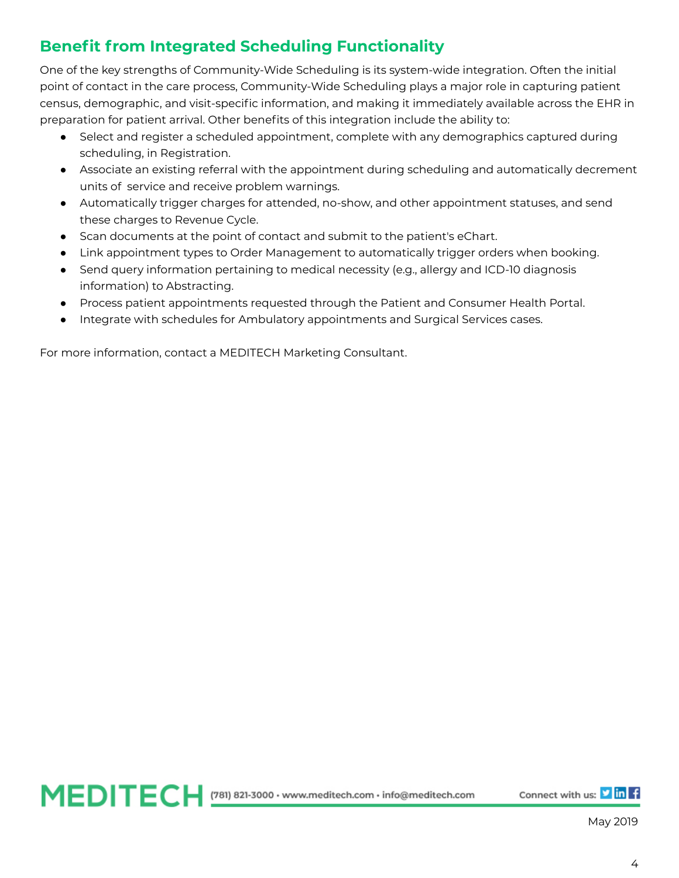## Benefit from Integrated Scheduling Functionality

One of the key strengths of Community-Wide Scheduling is its system-wide integration. Often the initial point of contact in the care process, Community-Wide Scheduling plays a major role in capturing patient census, demographic, and visit-specific information, and making it immediately available across the EHR in preparation for patient arrival. Other benefits of this integration include the ability to:

- Select and register a scheduled appointment, complete with any demographics captured during scheduling, in Registration.
- Associate an existing referral with the appointment during scheduling and automatically decrement units of service and receive problem warnings.
- Automatically trigger charges for attended, no-show, and other appointment statuses, and send these charges to Revenue Cycle.
- Scan documents at the point of contact and submit to the patient's eChart.
- Link appointment types to Order Management to automatically trigger orders when booking.
- Send query information pertaining to medical necessity (e.g., allergy and ICD-10 diagnosis information) to Abstracting.
- Process patient appointments requested through the Patient and Consumer Health Portal.
- Integrate with schedules for Ambulatory appointments and Surgical Services cases.

For more information, contact a MEDITECH Marketing Consultant.

MEDITECH (781) 821-3000 · www.meditech.com · info@meditech.com Connect with us:

May 2019